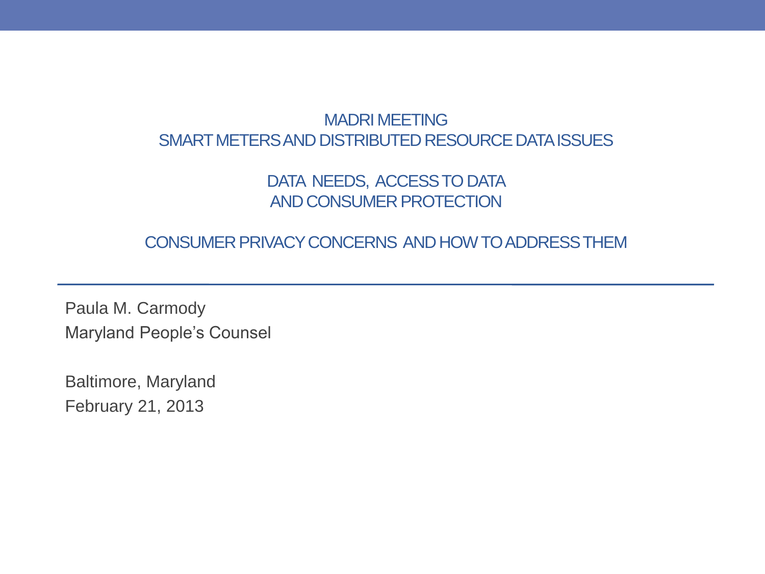# MADRI MEETING
# SMART METERS AND DISTRIBUTED RESOURCE DATA ISSUES

## DATA NEEDS, ACCESS TO DATA AND CONSUMER PROTECTION

## CONSUMER PRIVACY CONCERNS AND HOW TO ADDRESS THEM

---

Paula M. Carmody
Maryland People's Counsel

Baltimore, Maryland
February 21, 2013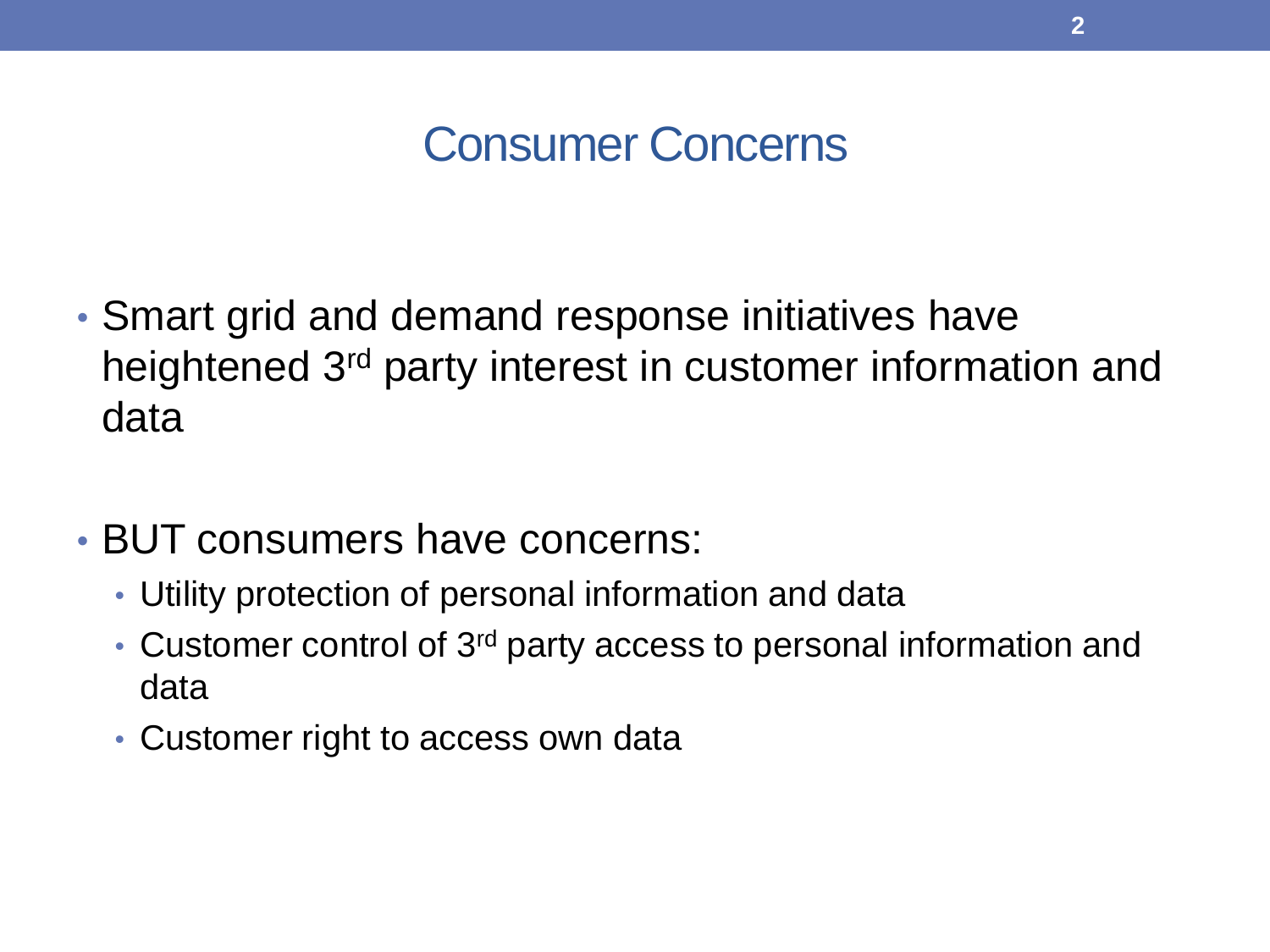# Consumer Concerns

- Smart grid and demand response initiatives have heightened 3rd party interest in customer information and data

- BUT consumers have concerns:
  - Utility protection of personal information and data
  - Customer control of 3rd party access to personal information and data
  - Customer right to access own data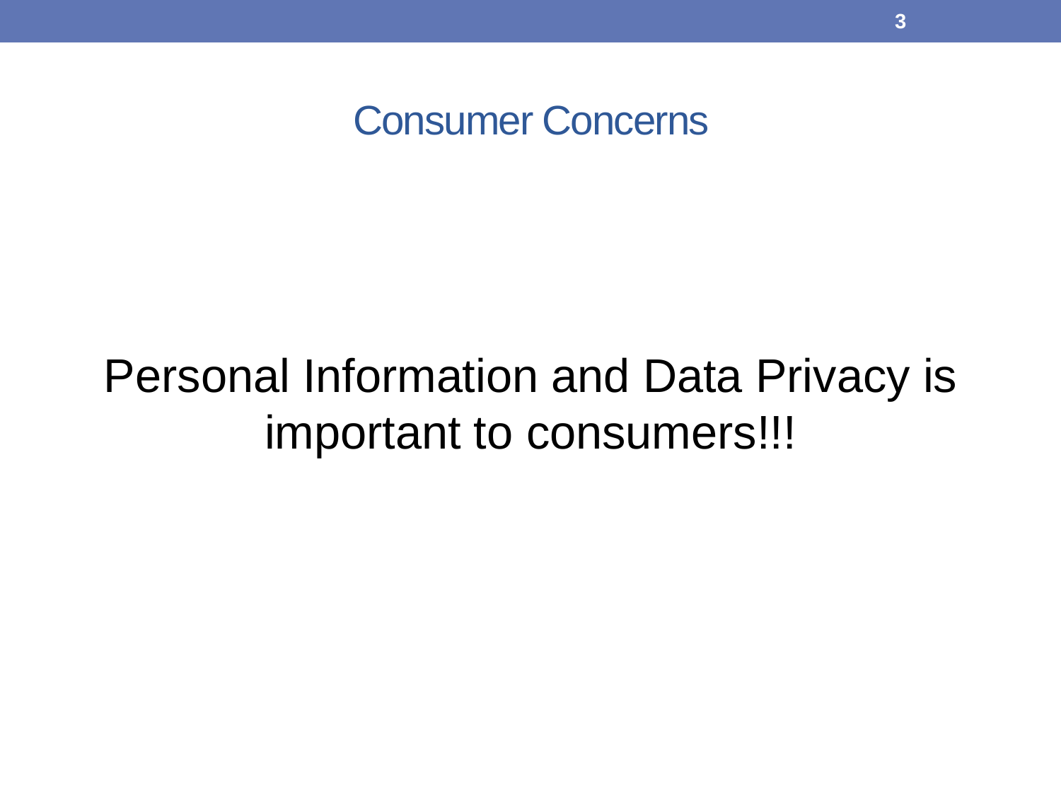# Consumer Concerns

Personal Information and Data Privacy is important to consumers!!!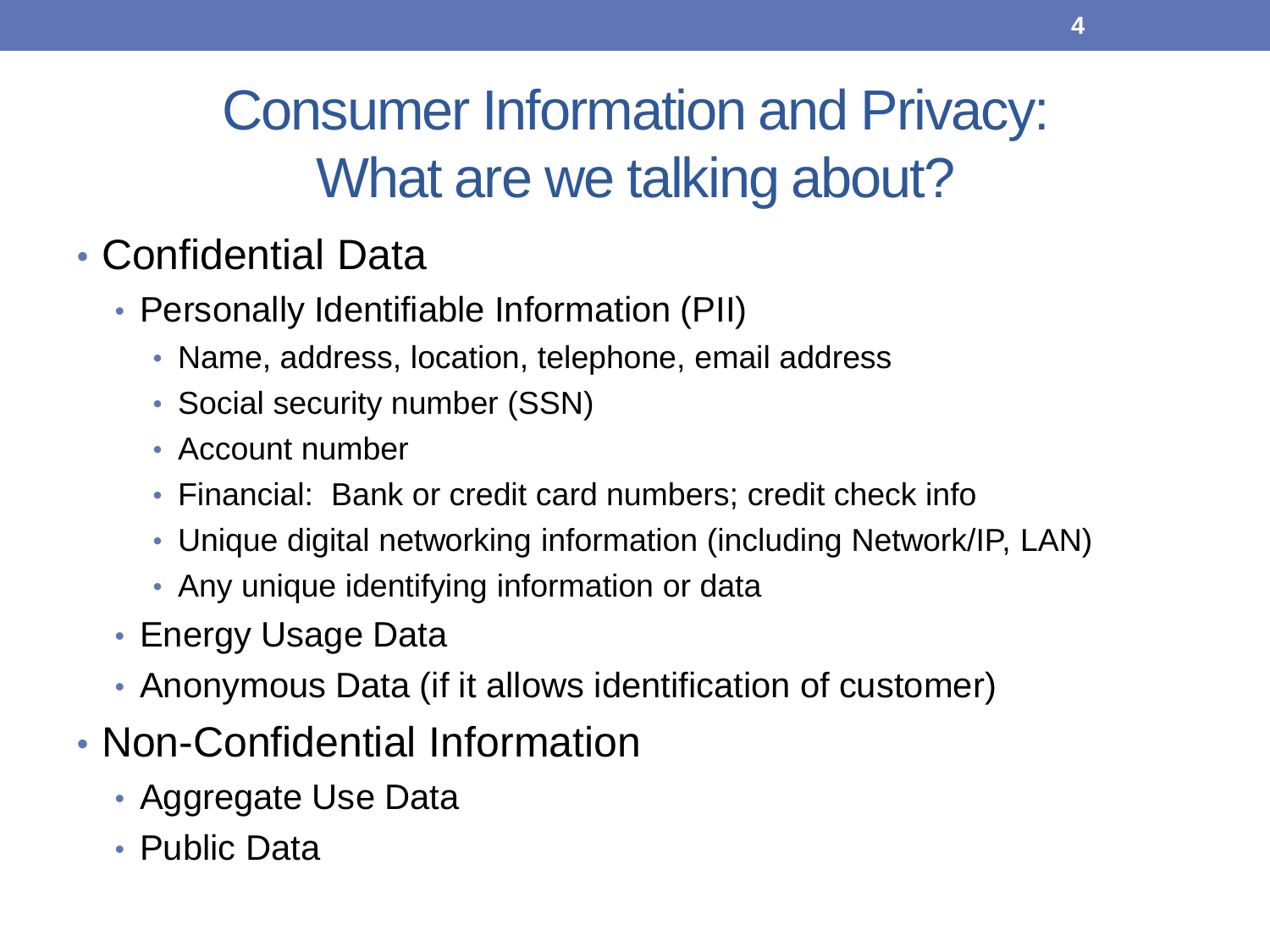# Consumer Information and Privacy: What are we talking about?

- Confidential Data
  - Personally Identifiable Information (PII)
    - Name, address, location, telephone, email address
    - Social security number (SSN)
    - Account number
    - Financial: Bank or credit card numbers; credit check info
    - Unique digital networking information (including Network/IP, LAN)
    - Any unique identifying information or data
  - Energy Usage Data
  - Anonymous Data (if it allows identification of customer)
- Non-Confidential Information
  - Aggregate Use Data
  - Public Data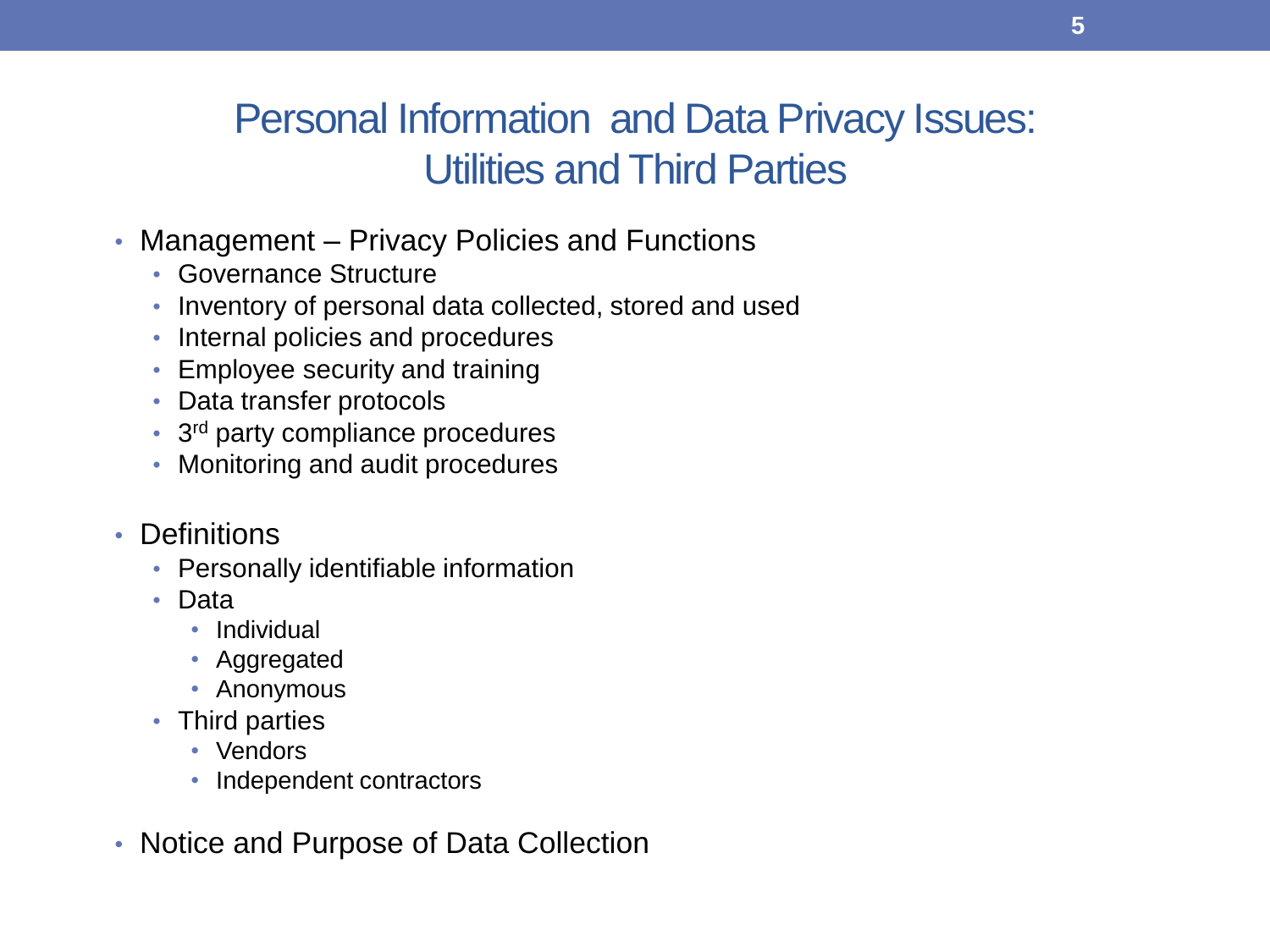# Personal Information and Data Privacy Issues: Utilities and Third Parties

- Management – Privacy Policies and Functions
  - Governance Structure
  - Inventory of personal data collected, stored and used
  - Internal policies and procedures
  - Employee security and training
  - Data transfer protocols
  - 3rd party compliance procedures
  - Monitoring and audit procedures
- Definitions
  - Personally identifiable information
  - Data
    - Individual
    - Aggregated
    - Anonymous
  - Third parties
    - Vendors
    - Independent contractors
- Notice and Purpose of Data Collection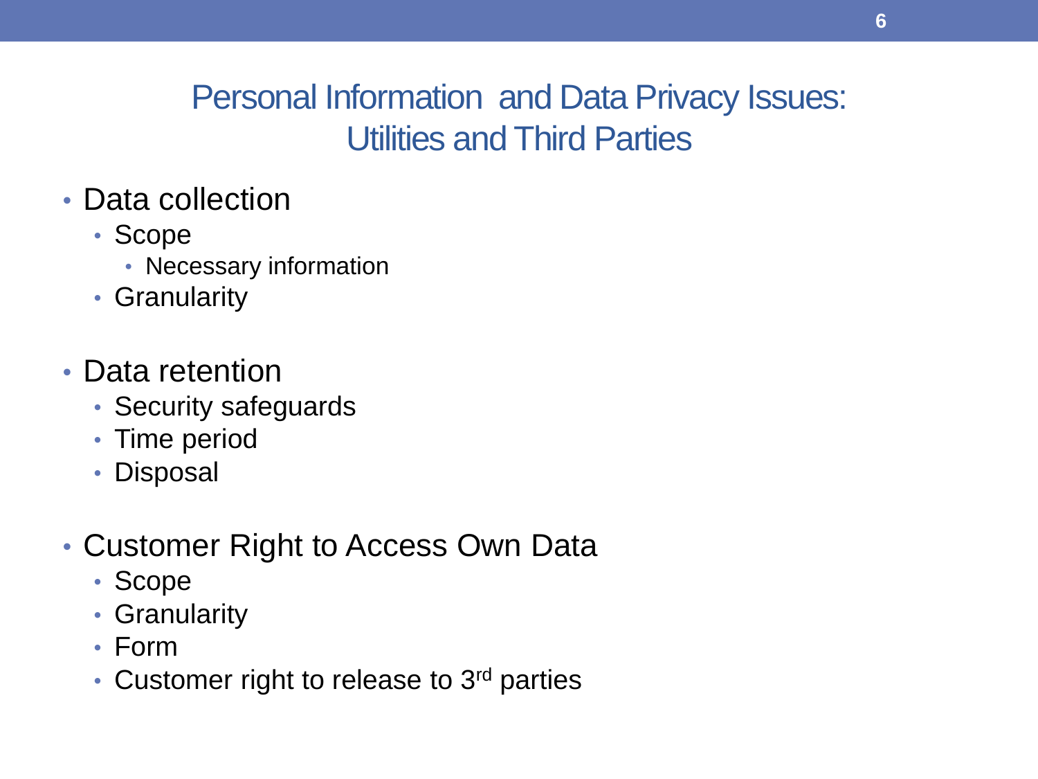# Personal Information and Data Privacy Issues: Utilities and Third Parties

- Data collection
  - Scope
    - Necessary information
  - Granularity

- Data retention
  - Security safeguards
  - Time period
  - Disposal

- Customer Right to Access Own Data
  - Scope
  - Granularity
  - Form
  - Customer right to release to 3rd parties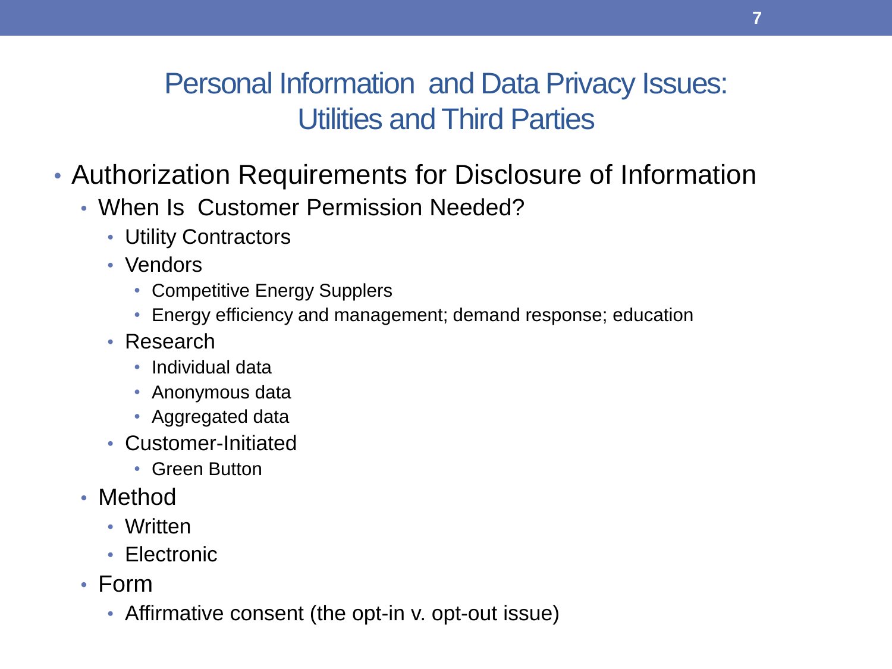# Personal Information and Data Privacy Issues: Utilities and Third Parties

- Authorization Requirements for Disclosure of Information
  - When Is Customer Permission Needed?
    - Utility Contractors
    - Vendors
      - Competitive Energy Supplers
      - Energy efficiency and management; demand response; education
    - Research
      - Individual data
      - Anonymous data
      - Aggregated data
    - Customer-Initiated
      - Green Button
  - Method
    - Written
    - Electronic
  - Form
    - Affirmative consent (the opt-in v. opt-out issue)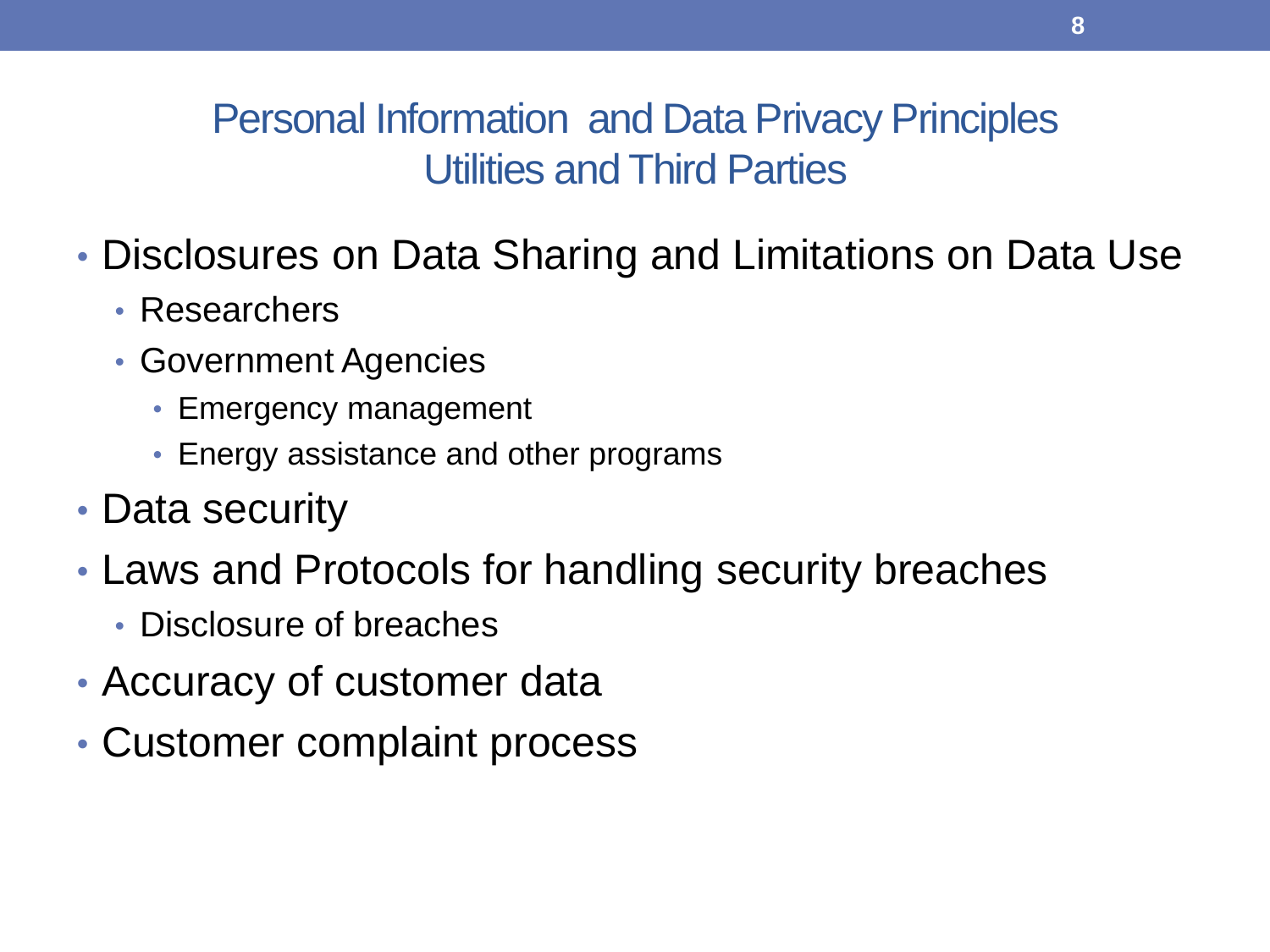## Personal Information and Data Privacy Principles
## Utilities and Third Parties

- Disclosures on Data Sharing and Limitations on Data Use
  - Researchers
  - Government Agencies
    - Emergency management
    - Energy assistance and other programs
- Data security
- Laws and Protocols for handling security breaches
  - Disclosure of breaches
- Accuracy of customer data
- Customer complaint process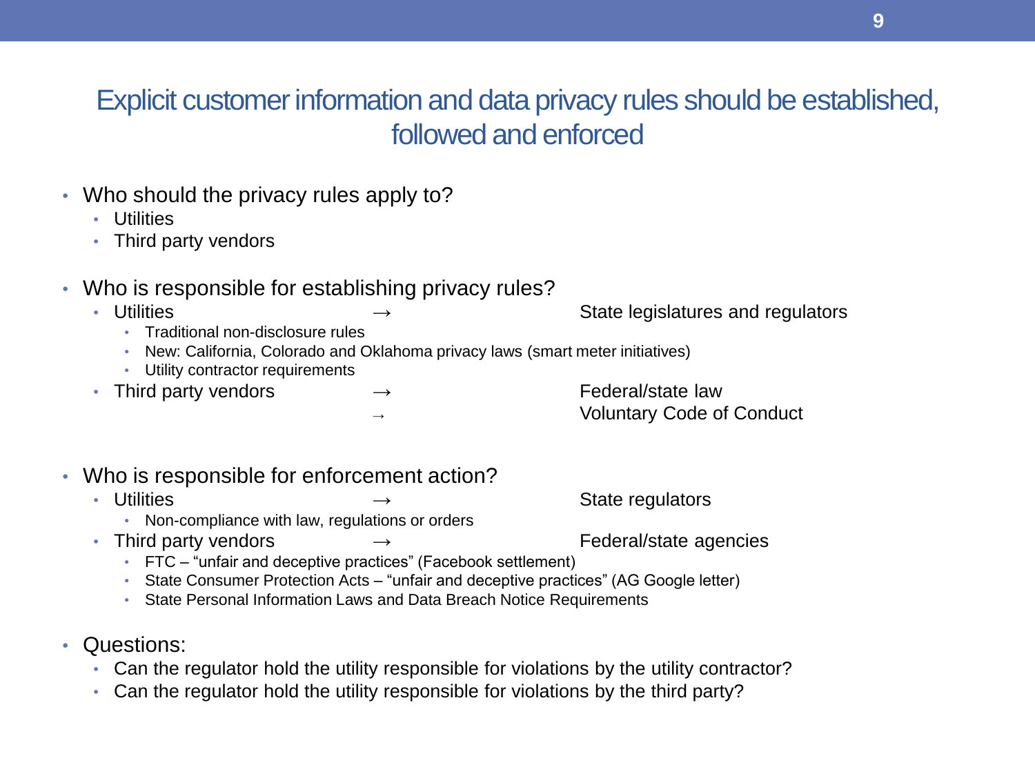# Explicit customer information and data privacy rules should be established, followed and enforced

- Who should the privacy rules apply to?
  - Utilities
  - Third party vendors

- Who is responsible for establishing privacy rules?
  - Utilities → State legislatures and regulators
    - Traditional non-disclosure rules
    - New: California, Colorado and Oklahoma privacy laws (smart meter initiatives)
    - Utility contractor requirements
  - Third party vendors → Federal/state law
    → Voluntary Code of Conduct

- Who is responsible for enforcement action?
  - Utilities → State regulators
    - Non-compliance with law, regulations or orders
  - Third party vendors → Federal/state agencies
    - FTC – "unfair and deceptive practices" (Facebook settlement)
    - State Consumer Protection Acts – "unfair and deceptive practices" (AG Google letter)
    - State Personal Information Laws and Data Breach Notice Requirements

- Questions:
  - Can the regulator hold the utility responsible for violations by the utility contractor?
  - Can the regulator hold the utility responsible for violations by the third party?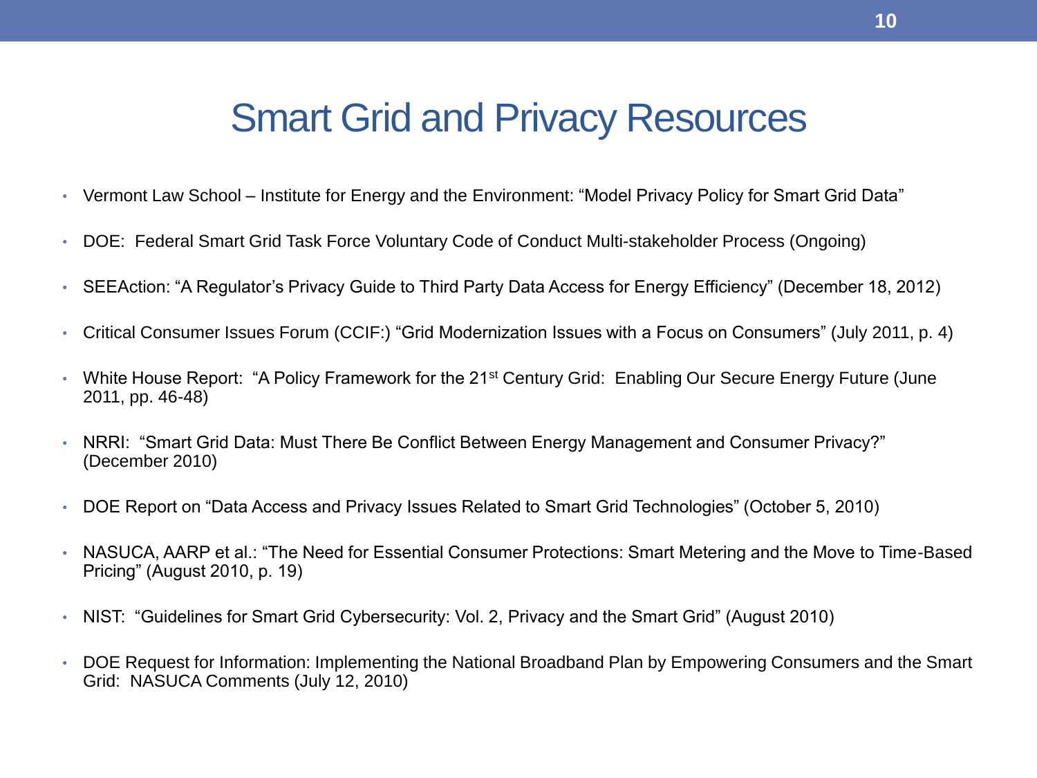# Smart Grid and Privacy Resources

- Vermont Law School – Institute for Energy and the Environment: "Model Privacy Policy for Smart Grid Data"
- DOE: Federal Smart Grid Task Force Voluntary Code of Conduct Multi-stakeholder Process (Ongoing)
- SEEAction: "A Regulator's Privacy Guide to Third Party Data Access for Energy Efficiency" (December 18, 2012)
- Critical Consumer Issues Forum (CCIF:) "Grid Modernization Issues with a Focus on Consumers" (July 2011, p. 4)
- White House Report: "A Policy Framework for the 21st Century Grid: Enabling Our Secure Energy Future (June 2011, pp. 46-48)
- NRRI: "Smart Grid Data: Must There Be Conflict Between Energy Management and Consumer Privacy?" (December 2010)
- DOE Report on "Data Access and Privacy Issues Related to Smart Grid Technologies" (October 5, 2010)
- NASUCA, AARP et al.: "The Need for Essential Consumer Protections: Smart Metering and the Move to Time-Based Pricing" (August 2010, p. 19)
- NIST: "Guidelines for Smart Grid Cybersecurity: Vol. 2, Privacy and the Smart Grid" (August 2010)
- DOE Request for Information: Implementing the National Broadband Plan by Empowering Consumers and the Smart Grid: NASUCA Comments (July 12, 2010)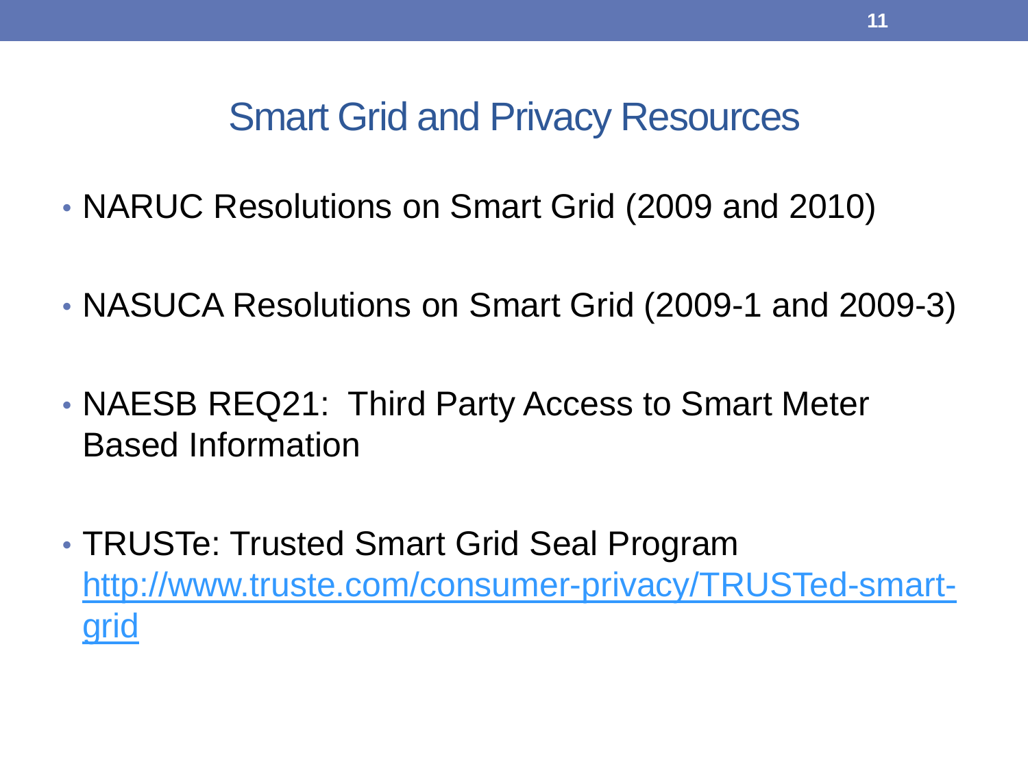# Smart Grid and Privacy Resources

- NARUC Resolutions on Smart Grid (2009 and 2010)
- NASUCA Resolutions on Smart Grid (2009-1 and 2009-3)
- NAESB REQ21: Third Party Access to Smart Meter Based Information
- TRUSTe: Trusted Smart Grid Seal Program http://www.truste.com/consumer-privacy/TRUSTed-smart-grid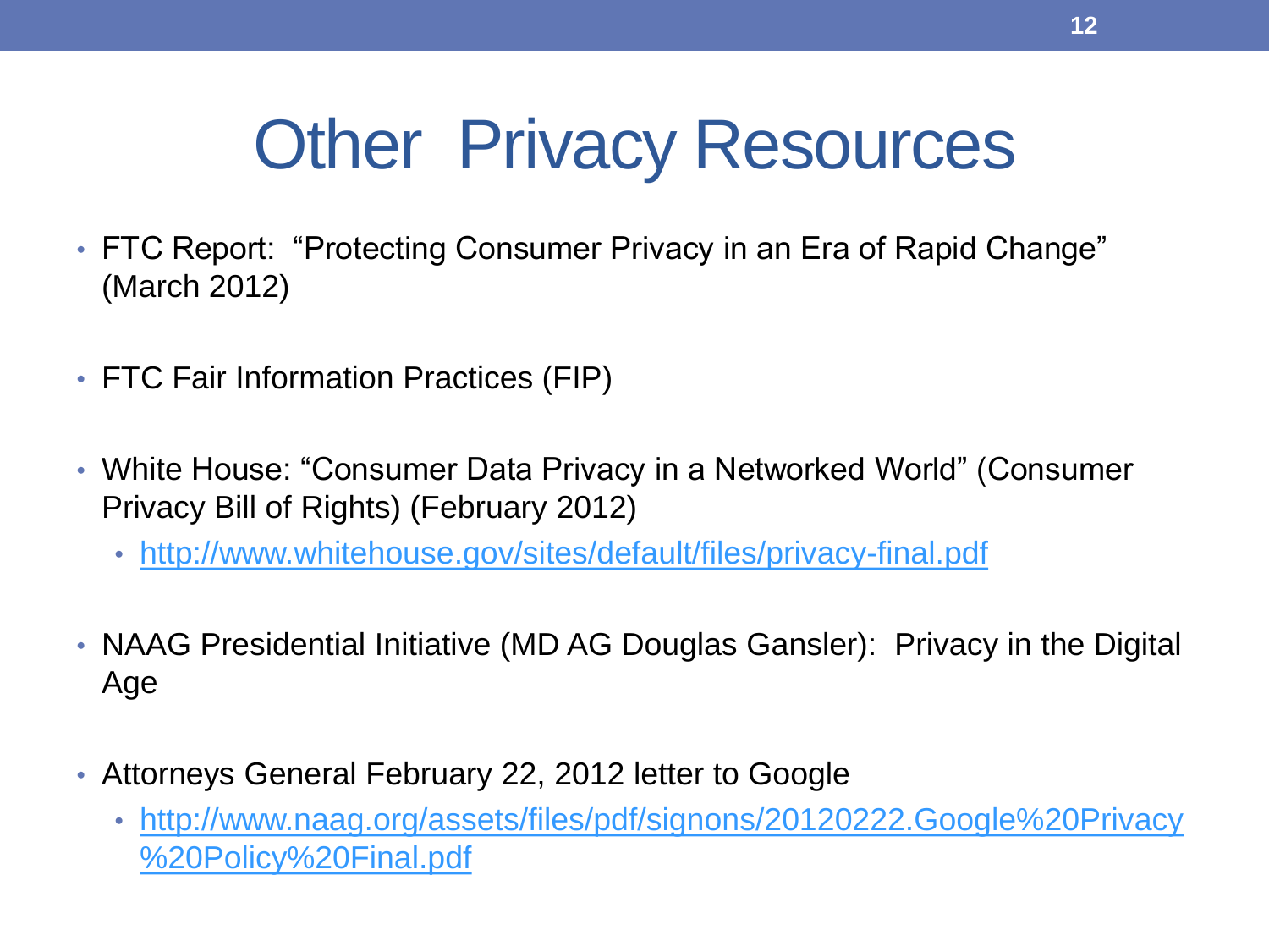# Other Privacy Resources

- FTC Report: "Protecting Consumer Privacy in an Era of Rapid Change" (March 2012)
- FTC Fair Information Practices (FIP)
- White House: "Consumer Data Privacy in a Networked World" (Consumer Privacy Bill of Rights) (February 2012)
  - http://www.whitehouse.gov/sites/default/files/privacy-final.pdf
- NAAG Presidential Initiative (MD AG Douglas Gansler): Privacy in the Digital Age
- Attorneys General February 22, 2012 letter to Google
  - http://www.naag.org/assets/files/pdf/signons/20120222.Google%20Privacy%20Policy%20Final.pdf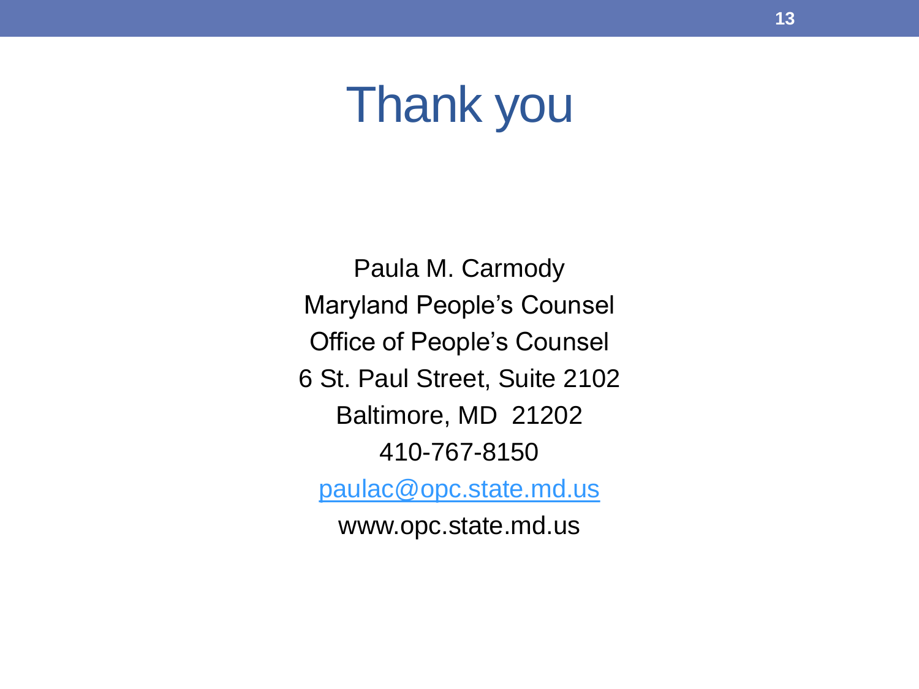# Thank you

Paula M. Carmody

Maryland People's Counsel

Office of People's Counsel

6 St. Paul Street, Suite 2102

Baltimore, MD 21202

410-767-8150

paulac@opc.state.md.us

www.opc.state.md.us